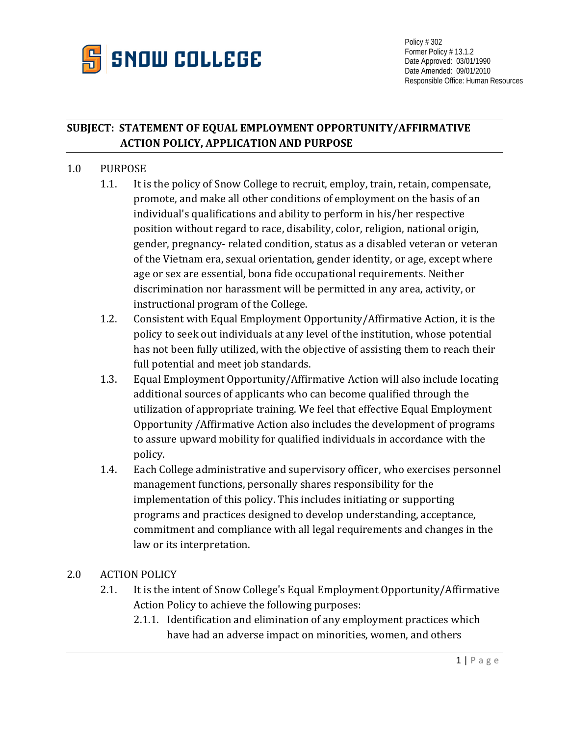SNOW COLLEGE

Policy # 302
Former Policy # 13.1.2
Date Approved: 03/01/1990
Date Amended: 09/01/2010
Responsible Office: Human Resources

## SUBJECT: STATEMENT OF EQUAL EMPLOYMENT OPPORTUNITY/AFFIRMATIVE ACTION POLICY, APPLICATION AND PURPOSE

1.0 PURPOSE

1.1. It is the policy of Snow College to recruit, employ, train, retain, compensate, promote, and make all other conditions of employment on the basis of an individual's qualifications and ability to perform in his/her respective position without regard to race, disability, color, religion, national origin, gender, pregnancy- related condition, status as a disabled veteran or veteran of the Vietnam era, sexual orientation, gender identity, or age, except where age or sex are essential, bona fide occupational requirements. Neither discrimination nor harassment will be permitted in any area, activity, or instructional program of the College.

1.2. Consistent with Equal Employment Opportunity/Affirmative Action, it is the policy to seek out individuals at any level of the institution, whose potential has not been fully utilized, with the objective of assisting them to reach their full potential and meet job standards.

1.3. Equal Employment Opportunity/Affirmative Action will also include locating additional sources of applicants who can become qualified through the utilization of appropriate training. We feel that effective Equal Employment Opportunity /Affirmative Action also includes the development of programs to assure upward mobility for qualified individuals in accordance with the policy.

1.4. Each College administrative and supervisory officer, who exercises personnel management functions, personally shares responsibility for the implementation of this policy. This includes initiating or supporting programs and practices designed to develop understanding, acceptance, commitment and compliance with all legal requirements and changes in the law or its interpretation.

2.0 ACTION POLICY

2.1. It is the intent of Snow College's Equal Employment Opportunity/Affirmative Action Policy to achieve the following purposes:

2.1.1. Identification and elimination of any employment practices which have had an adverse impact on minorities, women, and others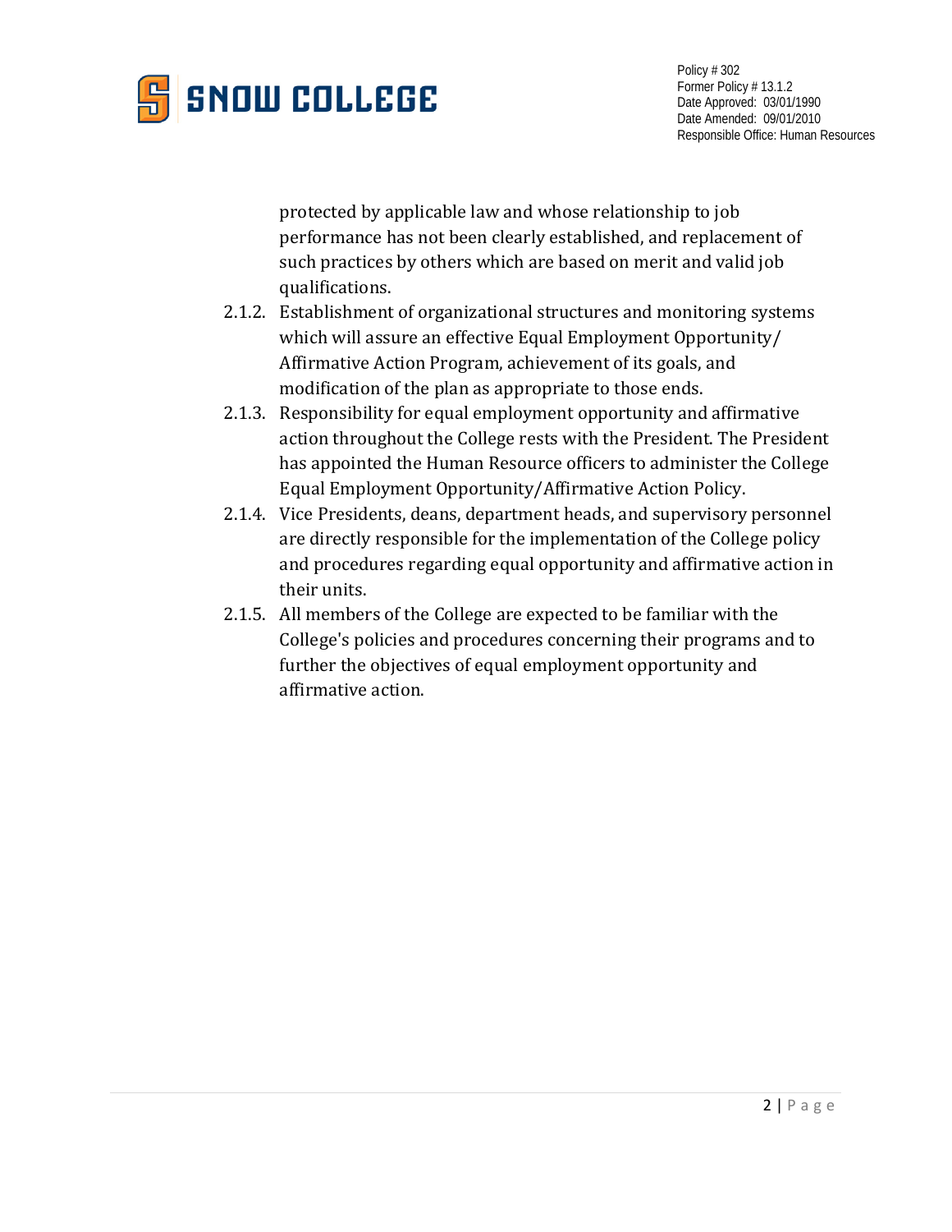protected by applicable law and whose relationship to job performance has not been clearly established, and replacement of such practices by others which are based on merit and valid job qualifications.

2.1.2. Establishment of organizational structures and monitoring systems which will assure an effective Equal Employment Opportunity/ Affirmative Action Program, achievement of its goals, and modification of the plan as appropriate to those ends.

2.1.3. Responsibility for equal employment opportunity and affirmative action throughout the College rests with the President. The President has appointed the Human Resource officers to administer the College Equal Employment Opportunity/Affirmative Action Policy.

2.1.4. Vice Presidents, deans, department heads, and supervisory personnel are directly responsible for the implementation of the College policy and procedures regarding equal opportunity and affirmative action in their units.

2.1.5. All members of the College are expected to be familiar with the College's policies and procedures concerning their programs and to further the objectives of equal employment opportunity and affirmative action.